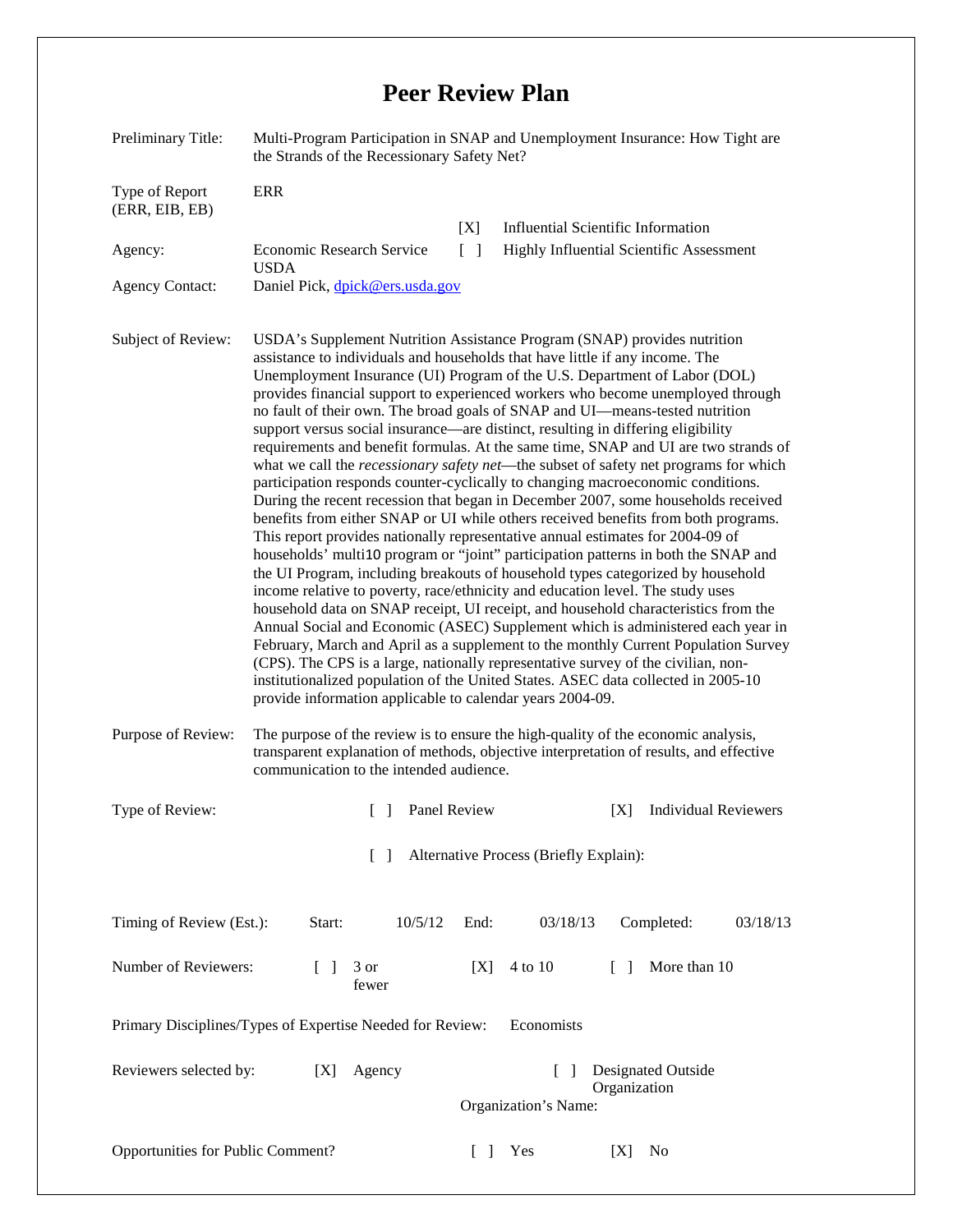# Peer Review Plan

Preliminary Title: Multi-Program Participation in SNAP and Unemployment Insurance: How Tight are the Strands of the Recessionary Safety Net?

Type of Report (ERR, EIB, EB): ERR

[X] Influential Scientific Information

[ ] Highly Influential Scientific Assessment

Agency: Economic Research Service USDA

Agency Contact: Daniel Pick, dpick@ers.usda.gov

Subject of Review: USDA's Supplement Nutrition Assistance Program (SNAP) provides nutrition assistance to individuals and households that have little if any income. The Unemployment Insurance (UI) Program of the U.S. Department of Labor (DOL) provides financial support to experienced workers who become unemployed through no fault of their own. The broad goals of SNAP and UI—means-tested nutrition support versus social insurance—are distinct, resulting in differing eligibility requirements and benefit formulas. At the same time, SNAP and UI are two strands of what we call the *recessionary safety net*—the subset of safety net programs for which participation responds counter-cyclically to changing macroeconomic conditions. During the recent recession that began in December 2007, some households received benefits from either SNAP or UI while others received benefits from both programs. This report provides nationally representative annual estimates for 2004-09 of households' multi10 program or "joint" participation patterns in both the SNAP and the UI Program, including breakouts of household types categorized by household income relative to poverty, race/ethnicity and education level. The study uses household data on SNAP receipt, UI receipt, and household characteristics from the Annual Social and Economic (ASEC) Supplement which is administered each year in February, March and April as a supplement to the monthly Current Population Survey (CPS). The CPS is a large, nationally representative survey of the civilian, non-institutionalized population of the United States. ASEC data collected in 2005-10 provide information applicable to calendar years 2004-09.

Purpose of Review: The purpose of the review is to ensure the high-quality of the economic analysis, transparent explanation of methods, objective interpretation of results, and effective communication to the intended audience.

Type of Review: [ ] Panel Review [X] Individual Reviewers

[ ] Alternative Process (Briefly Explain):

Timing of Review (Est.): Start: 10/5/12 End: 03/18/13 Completed: 03/18/13

Number of Reviewers: [ ] 3 or fewer [X] 4 to 10 [ ] More than 10

Primary Disciplines/Types of Expertise Needed for Review: Economists

Reviewers selected by: [X] Agency [ ] Designated Outside Organization

Organization's Name:

Opportunities for Public Comment? [ ] Yes [X] No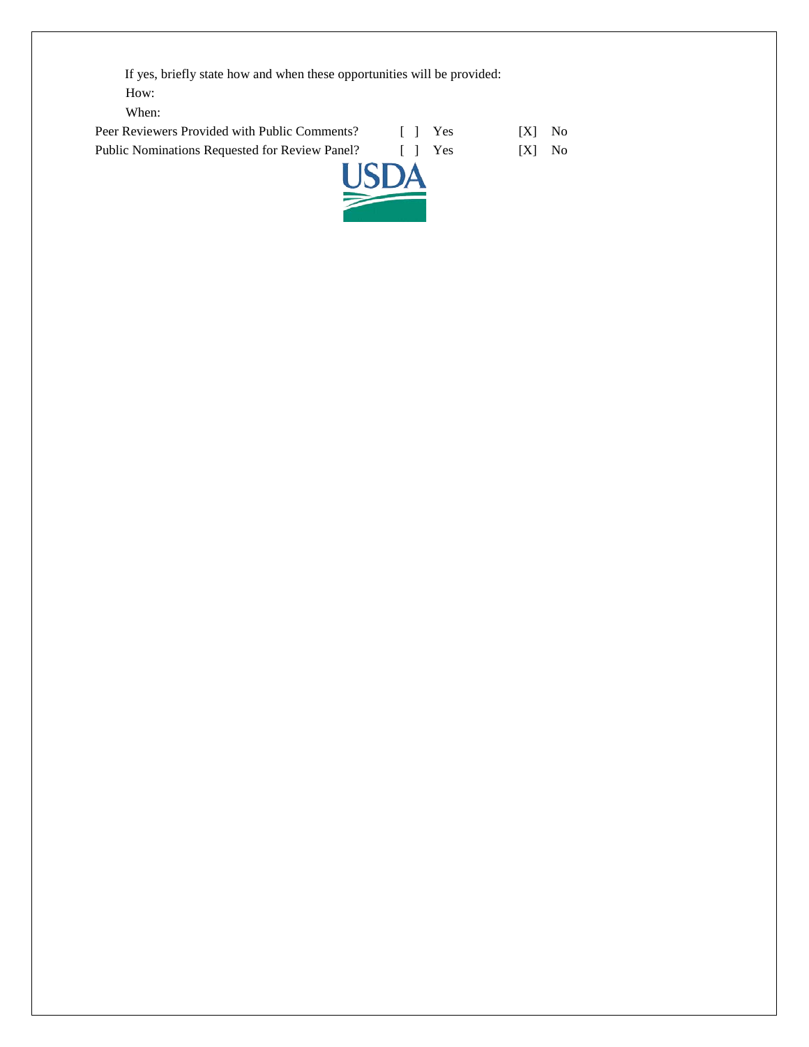If yes, briefly state how and when these opportunities will be provided:

How:

When:

Peer Reviewers Provided with Public Comments? [ ] Yes [X] No

Public Nominations Requested for Review Panel? [ ] Yes [X] No